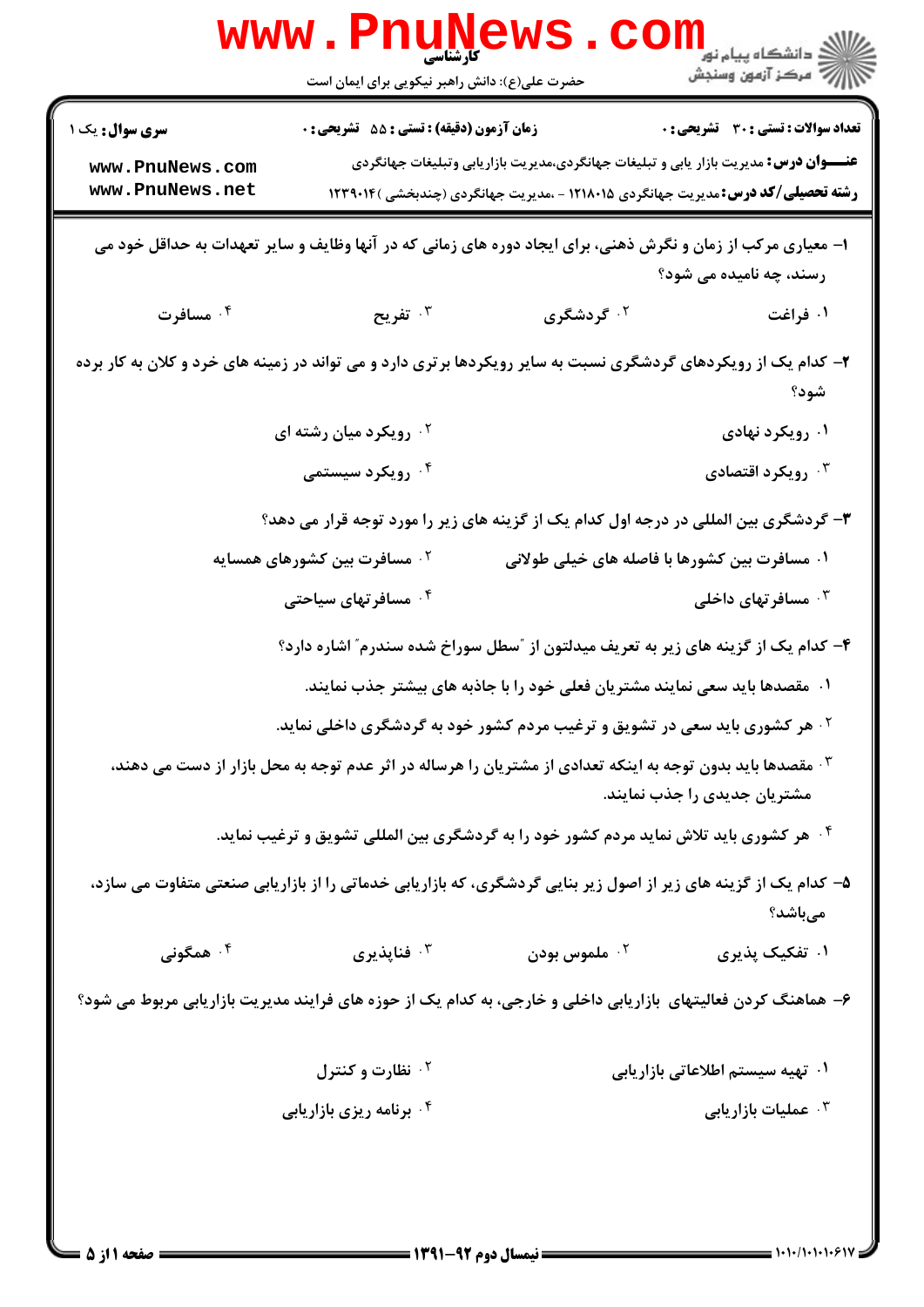**کارشناسی**

حضرت علی(ع): دانش راهبر نیکویی برای ایمان است

دانشگاه پیام نور
مرکز آزمون وسنجش

**سری سوال:** یک ۱ | **زمان آزمون (دقیقه) : تستی : ۵۵ تشریحی : ۰** | **تعداد سوالات : تستی : ۳۰ تشریحی : ۰**

**عنـــوان درس:** مدیریت بازار یابی و تبلیغات جهانگردی،مدیریت بازاریابی وتبلیغات جهانگردی

**رشته تحصیلی/کد درس:** مدیریت جهانگردی ۱۲۱۸۰۱۵ - ،مدیریت جهانگردی (چندبخشی )۱۲۳۹۰۱۴

**۱-** معیاری مرکب از زمان و نگرش ذهنی، برای ایجاد دوره های زمانی که در آنها وظایف و سایر تعهدات به حداقل خود می رسند، چه نامیده می شود؟

۱. فراغت
۲. گردشگری
۳. تفریح
۴. مسافرت

**۲-** کدام یک از رویکردهای گردشگری نسبت به سایر رویکردها برتری دارد و می تواند در زمینه های خرد و کلان به کار برده شود؟

۱. رویکرد نهادی
۲. رویکرد میان رشته ای
۳. رویکرد اقتصادی
۴. رویکرد سیستمی

**۳-** گردشگری بین المللی در درجه اول کدام یک از گزینه های زیر را مورد توجه قرار می دهد؟

۱. مسافرت بین کشورها با فاصله های خیلی طولانی
۲. مسافرت بین کشورهای همسایه
۳. مسافرتهای داخلی
۴. مسافرتهای سیاحتی

**۴-** کدام یک از گزینه های زیر به تعریف میدلتون از "سطل سوراخ شده سندرم" اشاره دارد؟

۱. مقصدها باید سعی نمایند مشتریان فعلی خود را با جاذبه های بیشتر جذب نمایند.
۲. هر کشوری باید سعی در تشویق و ترغیب مردم کشور خود به گردشگری داخلی نماید.
۳. مقصدها باید بدون توجه به اینکه تعدادی از مشتریان را هرساله در اثر عدم توجه به محل بازار از دست می دهند، مشتریان جدیدی را جذب نمایند.
۴. هر کشوری باید تلاش نماید مردم کشور خود را به گردشگری بین المللی تشویق و ترغیب نماید.

**۵-** کدام یک از گزینه های زیر از اصول زیر بنایی گردشگری، که بازاریابی خدماتی را از بازاریابی صنعتی متفاوت می سازد، می‌باشد؟

۱. تفکیک پذیری
۲. ملموس بودن
۳. فناپذیری
۴. همگونی

**۶-** هماهنگ کردن فعالیتهای بازاریابی داخلی و خارجی، به کدام یک از حوزه های فرایند مدیریت بازاریابی مربوط می شود؟

۱. تهیه سیستم اطلاعاتی بازاریابی
۲. نظارت و کنترل
۳. عملیات بازاریابی
۴. برنامه ریزی بازاریابی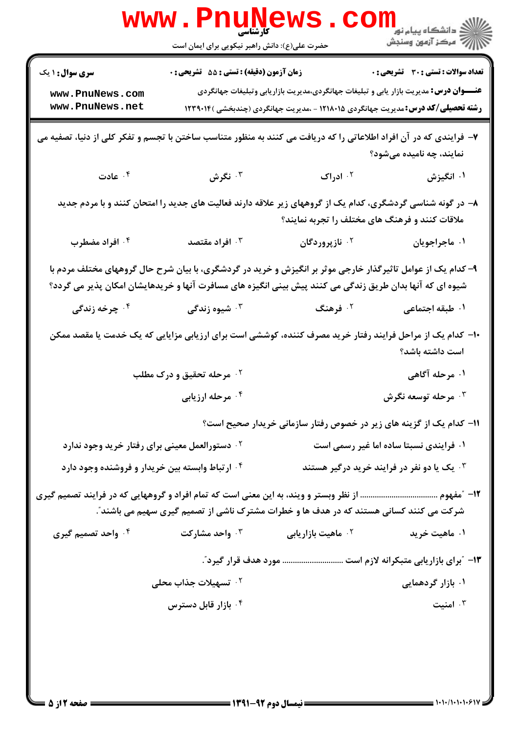۷- فرایندی که در آن افراد اطلاعاتی را که دریافت می کنند به منظور متناسب ساختن با تجسم و تفکر کلی از دنیا، تصفیه می نمایند، چه نامیده می‌شود؟

۱. انگیزش
۲. ادراک
۳. نگرش
۴. عادت

۸- در گونه شناسی گردشگری، کدام یک از گروههای زیر علاقه دارند فعالیت های جدید را امتحان کنند و با مردم جدید ملاقات کنند و فرهنگ های مختلف را تجربه نمایند؟

۱. ماجراجویان
۲. نازپروردگان
۳. افراد مقتصد
۴. افراد مضطرب

۹- کدام یک از عوامل تاثیرگذار خارجی موثر بر انگیزش و خرید در گردشگری، با بیان شرح حال گروههای مختلف مردم با شیوه ای که آنها بدان طریق زندگی می کنند پیش بینی انگیزه های مسافرت آنها و خریدهایشان امکان پذیر می گردد؟

۱. طبقه اجتماعی
۲. فرهنگ
۳. شیوه زندگی
۴. چرخه زندگی

۱۰- کدام یک از مراحل فرایند رفتار خرید مصرف کننده، کوششی است برای ارزیابی مزایایی که یک خدمت یا مقصد ممکن است داشته باشد؟

۱. مرحله آگاهی
۲. مرحله تحقیق و درک مطلب
۳. مرحله توسعه نگرش
۴. مرحله ارزیابی

۱۱- کدام یک از گزینه های زیر در خصوص رفتار سازمانی خریدار صحیح است؟

۱. فرایندی نسبتا ساده اما غیر رسمی است
۲. دستورالعمل معینی برای رفتار خرید وجود ندارد
۳. یک یا دو نفر در فرایند خرید درگیر هستند
۴. ارتباط وابسته بین خریدار و فروشنده وجود دارد

۱۲- "مفهوم ................................... از نظر وبستر و ویند، به این معنی است که تمام افراد و گروههایی که در فرایند تصمیم گیری شرکت می کنند کسانی هستند که در هدف ها و خطرات مشترک ناشی از تصمیم گیری سهیم می باشند."

۱. ماهیت خرید
۲. ماهیت بازاریابی
۳. واحد مشارکت
۴. واحد تصمیم گیری

۱۳- "برای بازاریابی متبکرانه لازم است ............................ مورد هدف قرار گیرد."

۱. بازار گردهمایی
۲. تسهیلات جذاب محلی
۳. امنیت
۴. بازار قابل دسترس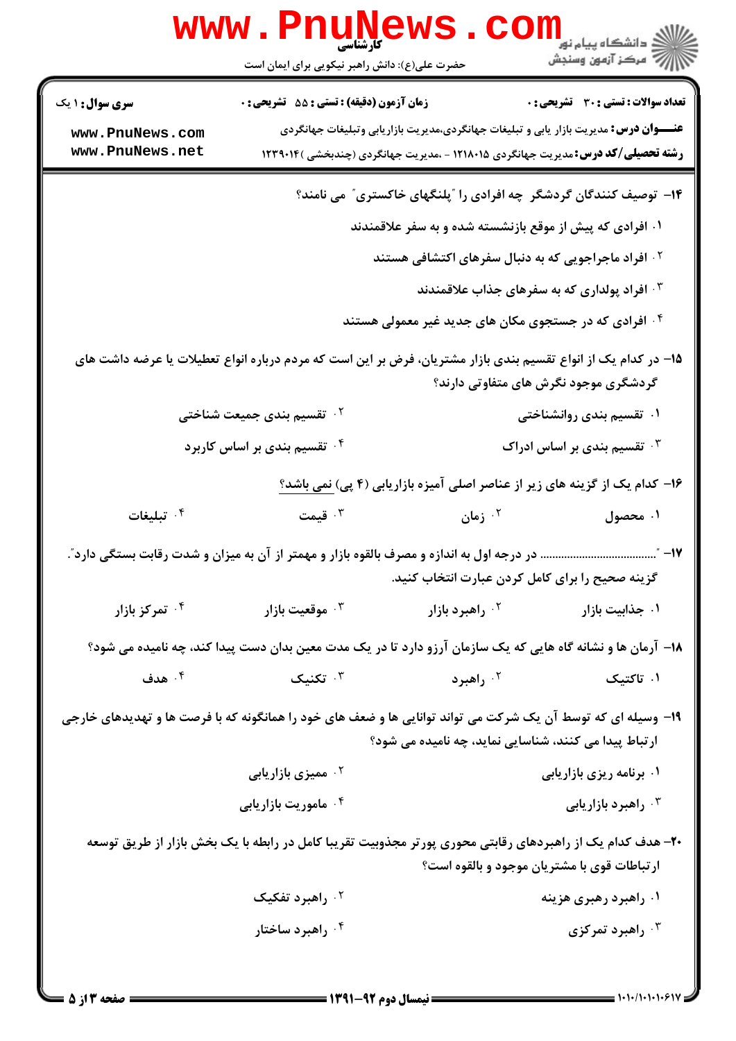۱۴- توصیف کنندگان گردشگر چه افرادی را "پلنگهای خاکستری" می نامند؟

۱. افرادی که پیش از موقع بازنشسته شده و به سفر علاقمندند

۲. افراد ماجراجویی که به دنبال سفرهای اکتشافی هستند

۳. افراد پولداری که به سفرهای جذاب علاقمندند

۴. افرادی که در جستجوی مکان های جدید غیر معمولی هستند

۱۵- در کدام یک از انواع تقسیم بندی بازار مشتریان، فرض بر این است که مردم درباره انواع تعطیلات یا عرضه داشت های گردشگری موجود نگرش های متفاوتی دارند؟

۱. تقسیم بندی روانشناختی

۲. تقسیم بندی جمعیت شناختی

۳. تقسیم بندی بر اساس ادراک

۴. تقسیم بندی بر اساس کاربرد

۱۶- کدام یک از گزینه های زیر از عناصر اصلی آمیزه بازاریابی (۴ پی) نمی باشد؟

۱. محصول

۲. زمان

۳. قیمت

۴. تبلیغات

۱۷- "........................ در درجه اول به اندازه و مصرف بالقوه بازار و مهمتر از آن به میزان و شدت رقابت بستگی دارد".
گزینه صحیح را برای کامل کردن عبارت انتخاب کنید.

۱. جذابیت بازار

۲. راهبرد بازار

۳. موقعیت بازار

۴. تمرکز بازار

۱۸- آرمان ها و نشانه گاه هایی که یک سازمان آرزو دارد تا در یک مدت معین بدان دست پیدا کند، چه نامیده می شود؟

۱. تاکتیک

۲. راهبرد

۳. تکنیک

۴. هدف

۱۹- وسیله ای که توسط آن یک شرکت می تواند توانایی ها و ضعف های خود را همانگونه که با فرصت ها و تهدیدهای خارجی ارتباط پیدا می کنند، شناسایی نماید، چه نامیده می شود؟

۱. برنامه ریزی بازاریابی

۲. ممیزی بازاریابی

۳. راهبرد بازاریابی

۴. ماموریت بازاریابی

۲۰- هدف کدام یک از راهبردهای رقابتی محوری پورتر مجذوبیت تقریبا کامل در رابطه با یک بخش بازار از طریق توسعه ارتباطات قوی با مشتریان موجود و بالقوه است؟

۱. راهبرد رهبری هزینه

۲. راهبرد تفکیک

۳. راهبرد تمرکزی

۴. راهبرد ساختار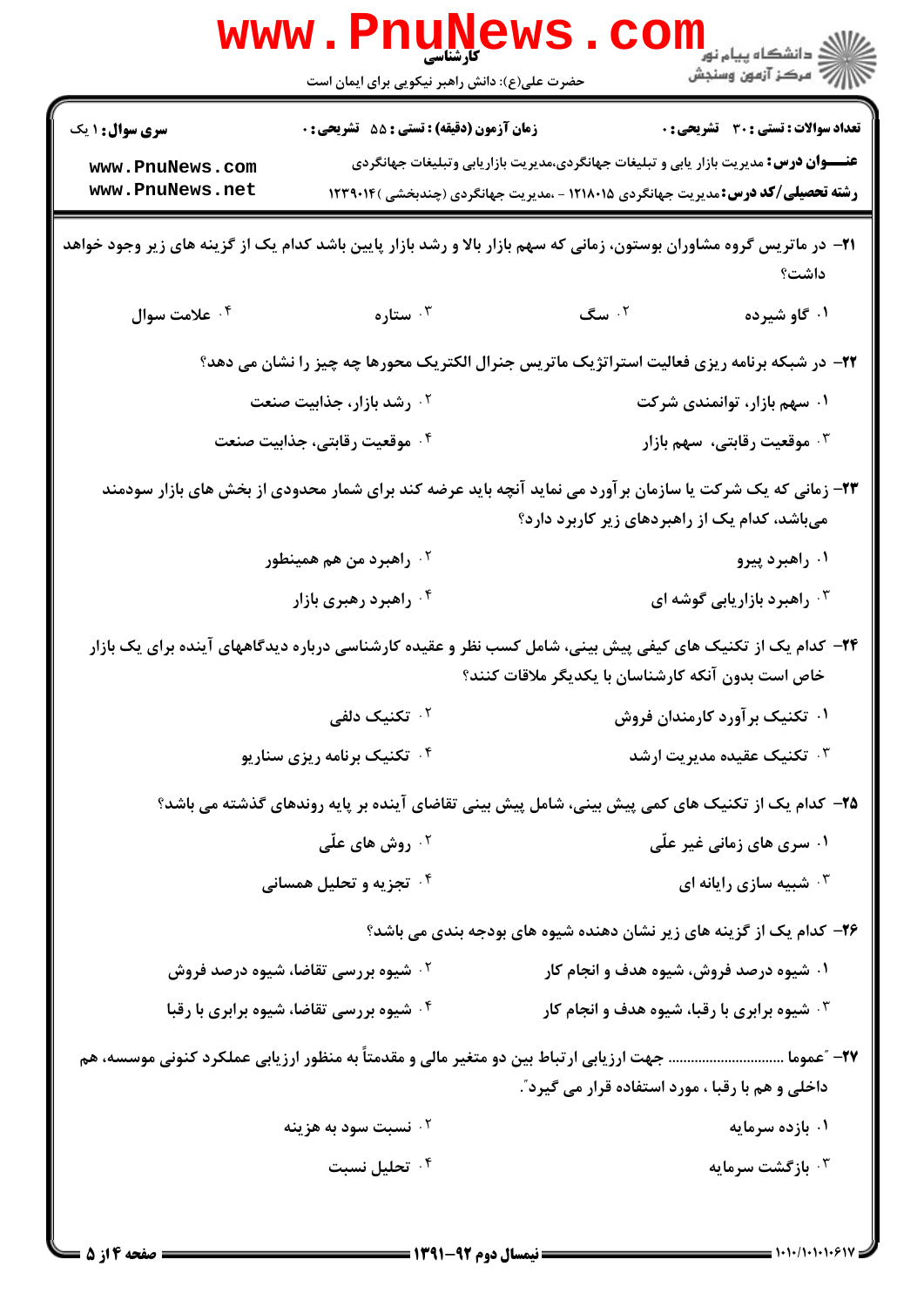**سری سوال:** ۱ یک

**زمان آزمون (دقیقه) : تستی :** ۵۵ **تشریحی :** ۰

**تعداد سوالات : تستی :** ۳۰ **تشریحی :** ۰

**عنـــوان درس:** مدیریت بازار یابی و تبلیغات جهانگردی،مدیریت بازاریابی وتبلیغات جهانگردی

**رشته تحصیلی/کد درس:** مدیریت جهانگردی ۱۲۱۸۰۱۵ - ،مدیریت جهانگردی (چندبخشی )۱۲۳۹۰۱۴

۲۱- در ماتریس گروه مشاوران بوستون، زمانی که سهم بازار بالا و رشد بازار پایین باشد کدام یک از گزینه های زیر وجود خواهد داشت؟

۱. گاو شیرده
۲. سگ
۳. ستاره
۴. علامت سوال

۲۲- در شبکه برنامه ریزی فعالیت استراتژیک ماتریس جنرال الکتریک محورها چه چیز را نشان می دهد؟

۱. سهم بازار، توانمندی شرکت
۲. رشد بازار، جذابیت صنعت
۳. موقعیت رقابتی، سهم بازار
۴. موقعیت رقابتی، جذابیت صنعت

۲۳- زمانی که یک شرکت یا سازمان برآورد می نماید آنچه باید عرضه کند برای شمار محدودی از بخش های بازار سودمند می‌باشد، کدام یک از راهبردهای زیر کاربرد دارد؟

۱. راهبرد پیرو
۲. راهبرد من هم همینطور
۳. راهبرد بازاریابی گوشه ای
۴. راهبرد رهبری بازار

۲۴- کدام یک از تکنیک های کیفی پیش بینی، شامل کسب نظر و عقیده کارشناسی درباره دیدگاههای آینده برای یک بازار خاص است بدون آنکه کارشناسان با یکدیگر ملاقات کنند؟

۱. تکنیک برآورد کارمندان فروش
۲. تکنیک دلفی
۳. تکنیک عقیده مدیریت ارشد
۴. تکنیک برنامه ریزی سناریو

۲۵- کدام یک از تکنیک های کمی پیش بینی، شامل پیش بینی تقاضای آینده بر پایه روندهای گذشته می باشد؟

۱. سری های زمانی غیر علّی
۲. روش های علّی
۳. شبیه سازی رایانه ای
۴. تجزیه و تحلیل همسانی

۲۶- کدام یک از گزینه های زیر نشان دهنده شیوه های بودجه بندی می باشد؟

۱. شیوه درصد فروش، شیوه هدف و انجام کار
۲. شیوه بررسی تقاضا، شیوه درصد فروش
۳. شیوه برابری با رقبا، شیوه هدف و انجام کار
۴. شیوه بررسی تقاضا، شیوه برابری با رقبا

۲۷- "عموما .............................. جهت ارزیابی ارتباط بین دو متغیر مالی و مقدمتاً به منظور ارزیابی عملکرد کنونی موسسه، هم داخلی و هم با رقبا ، مورد استفاده قرار می گیرد."

۱. بازده سرمایه
۲. نسبت سود به هزینه
۳. بازگشت سرمایه
۴. تحلیل نسبت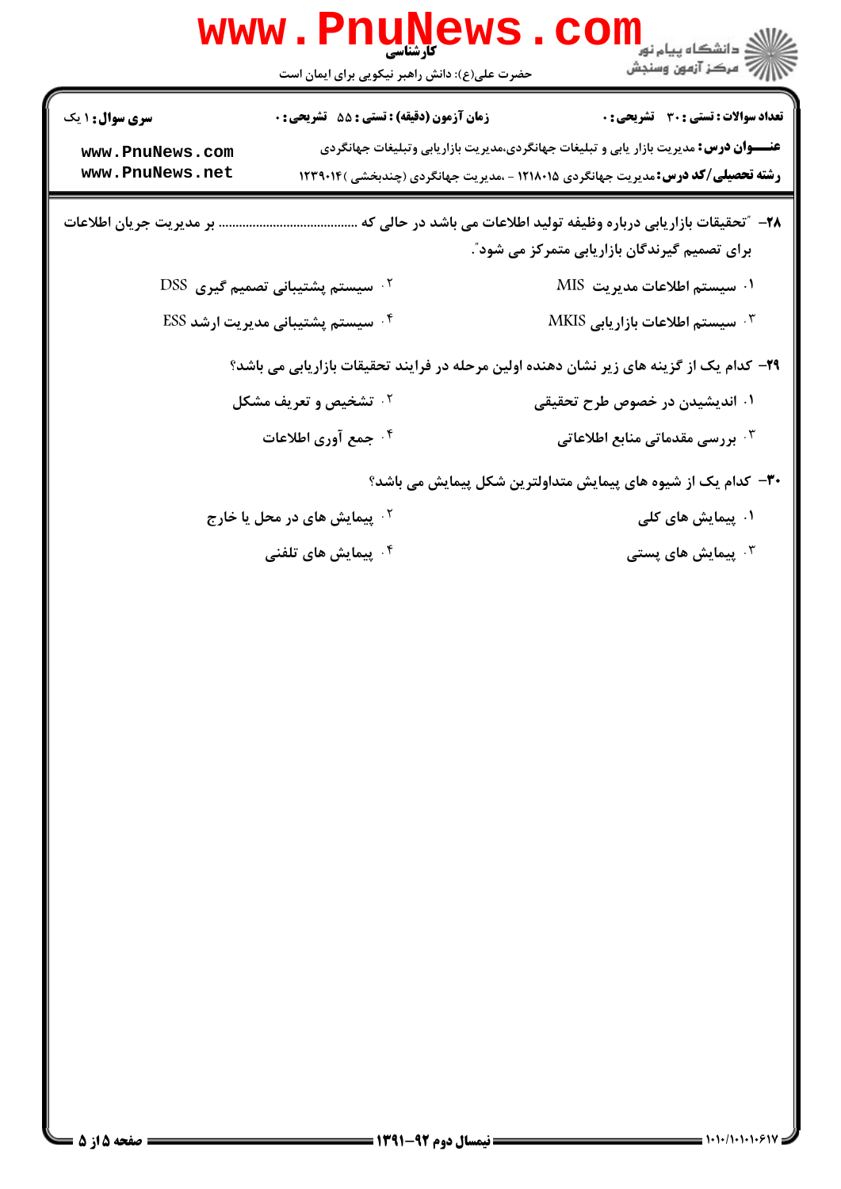**۲۸- "تحقیقات بازاریابی درباره وظیفه تولید اطلاعات می باشد در حالی که ........................................ بر مدیریت جریان اطلاعات برای تصمیم گیرندگان بازاریابی متمرکز می شود".**

۱. سیستم اطلاعات مدیریت MIS

۲. سیستم پشتیبانی تصمیم گیری DSS

۳. سیستم اطلاعات بازاریابی MKIS

۴. سیستم پشتیبانی مدیریت ارشد ESS

**۲۹- کدام یک از گزینه های زیر نشان دهنده اولین مرحله در فرایند تحقیقات بازاریابی می باشد؟**

۱. اندیشیدن در خصوص طرح تحقیقی

۲. تشخیص و تعریف مشکل

۳. بررسی مقدماتی منابع اطلاعاتی

۴. جمع آوری اطلاعات

**۳۰- کدام یک از شیوه های پیمایش متداولترین شکل پیمایش می باشد؟**

۱. پیمایش های کلی

۲. پیمایش های در محل یا خارج

۳. پیمایش های پستی

۴. پیمایش های تلفنی